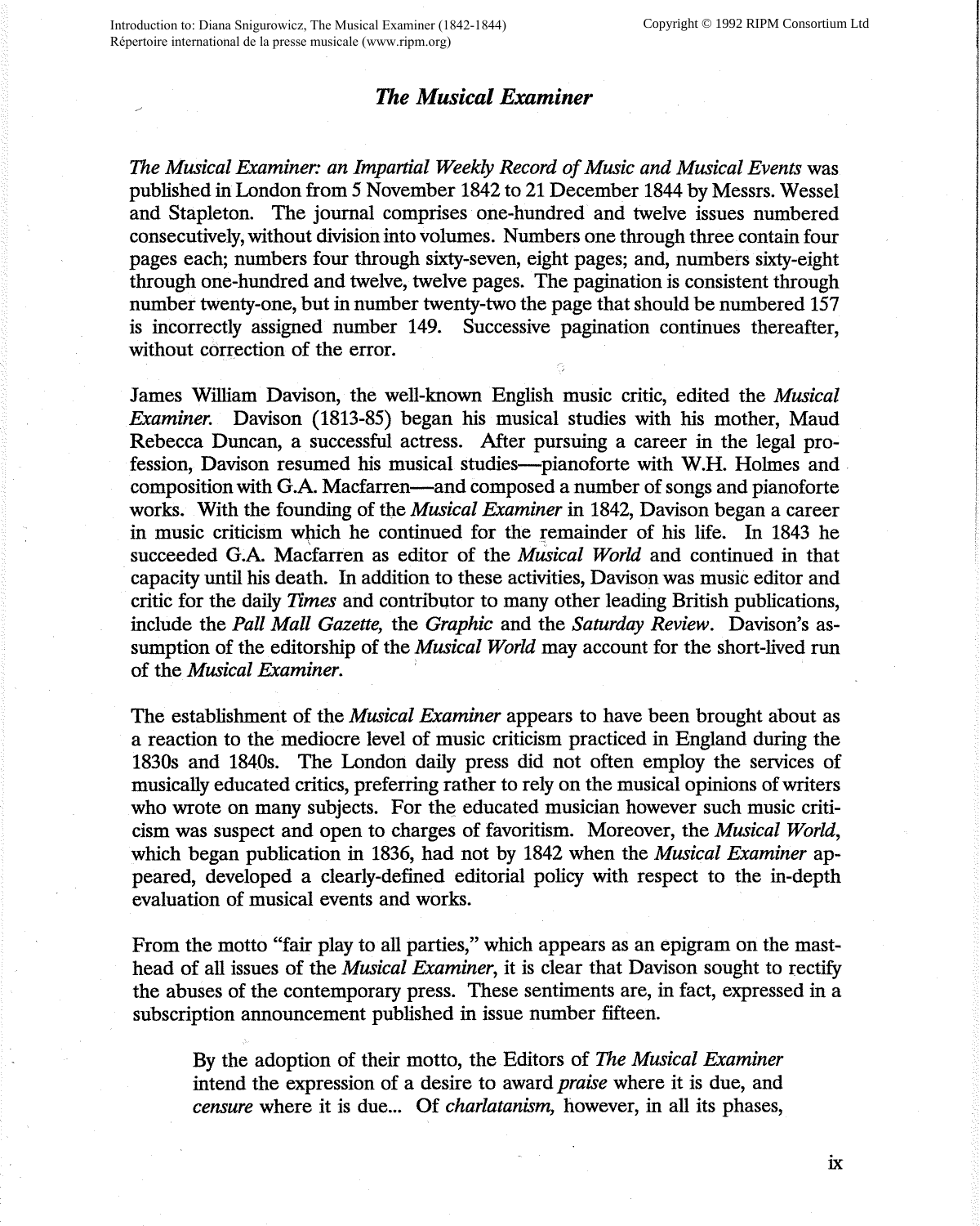# *The Musical Examiner*

*The Musical Examiner: an Impartial Weekly Record of Music and Musical Events* was published in London from 5 November 1842 to 21 December 1844 by Messrs. Wessel and Stapleton. The journal comprises one-hundred and twelve issues numbered consecutively, without division into volumes. Numbers one through three contain four pages each; numbers four through sixty-seven, eight pages; and, numbers sixty-eight through one-hundred and twelve, twelve pages. The pagination is consistent through number twenty-one, but in number twenty-two the page that should be numbered 157 is incorrectly assigned number 149. Successive pagination continues thereafter, without correction of the error.

James William Davison, the well-known English music critic, edited the *Musical Examiner.* Davison (1813-85) began his musical studies with his mother, Maud Rebecca Duncan, a successful actress. After pursuing a career in the legal profession, Davison resumed his musical studies—pianoforte with W.H. Holmes and composition with G.A. Macfarren—and composed a number of songs and pianoforte works. With the founding of the *Musical Examiner* in 1842, Davison began a career in music criticism which he continued for the remainder of his life. In 1843 he succeeded G.A. Macfarren as editor of the *Musical World* and continued in that capacity until his death. In addition to these activities, Davison was music editor and critic for the daily *Times* and contributor to many other leading British publications, include the *Pall Mall Gazette,* the *Graphic* and the *Saturday Review*. Davison's assumption of the editorship of the *Musical World* may account for the short-lived run of the *Musical Examiner.*

The establishment of the *Musical Examiner* appears to have been brought about as a reaction to the mediocre level of music criticism practiced in England during the 1830s and 1840s. The London daily press did not often employ the services of musically educated critics, preferring rather to rely on the musical opinions of writers who wrote on many subjects. For the educated musician however such music criticism was suspect and open to charges of favoritism. Moreover, the *Musical World*, which began publication in 1836, had not by 1842 when the *Musical Examiner* appeared, developed a clearly-defined editorial policy with respect to the in-depth evaluation of musical events and works.

From the motto "fair play to all parties," which appears as an epigram on the masthead of all issues of the *Musical Examiner*, it is clear that Davison sought to rectify the abuses of the contemporary press. These sentiments are, in fact, expressed in a subscription announcement published in issue number fifteen.

> By the adoption of their motto, the Editors of *The Musical Examiner* intend the expression of a desire to award *praise* where it is due, and *censure* where it is due... Of *charlatanism,* however, in all its phases,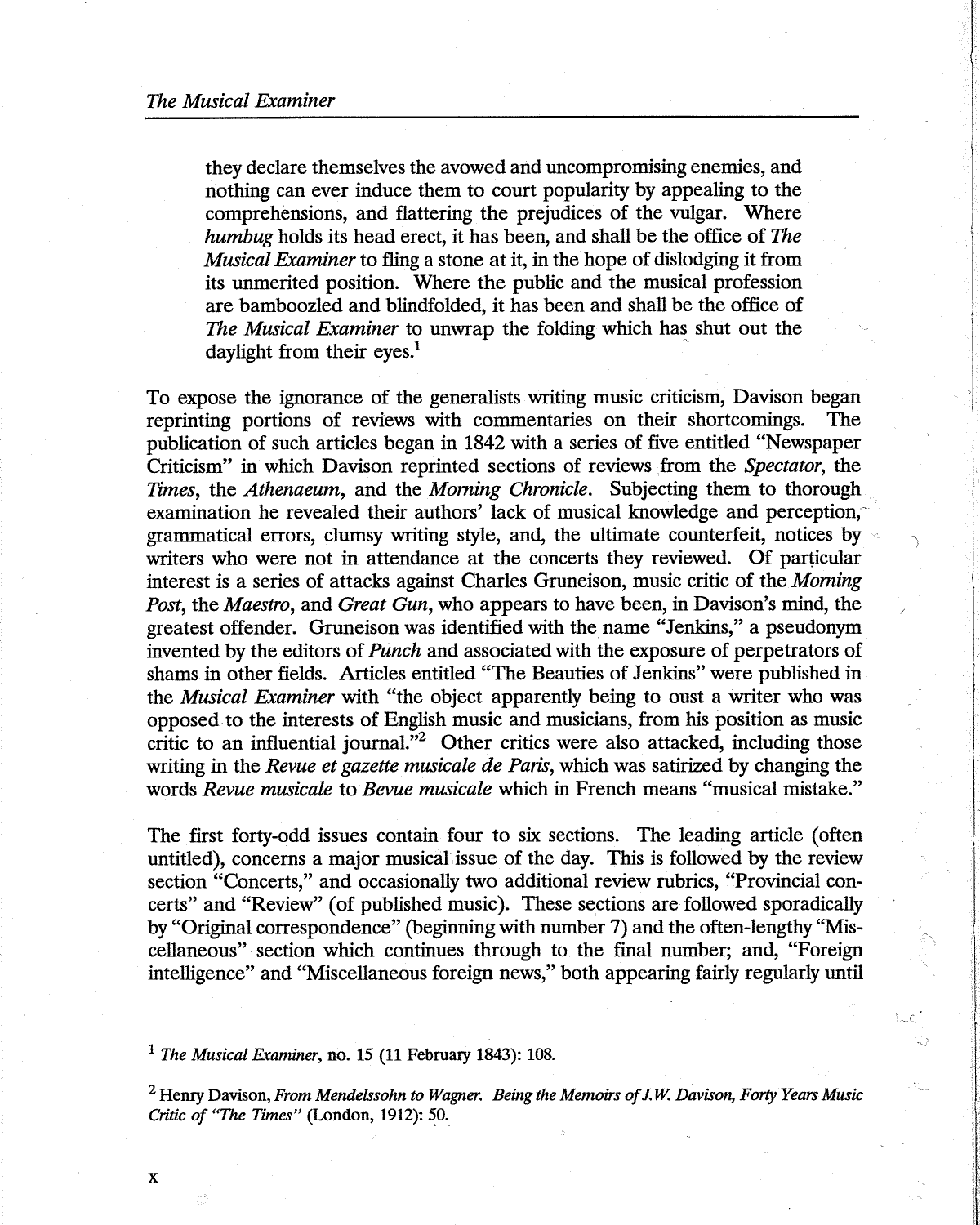> they declare themselves the avowed and uncompromising enemies, and nothing can ever induce them to court popularity by appealing to the comprehensions, and flattering the prejudices of the vulgar. Where *humbug* holds its head erect, it has been, and shall be the office of *The Musical Examiner* to fling a stone at it, in the hope of dislodging it from its unmerited position. Where the public and the musical profession are bamboozled and blindfolded, it has been and shall be the office of *The Musical Examiner* to unwrap the folding which has shut out the daylight from their eyes.[1]

To expose the ignorance of the generalists writing music criticism, Davison began reprinting portions of reviews with commentaries on their shortcomings. The publication of such articles began in 1842 with a series of five entitled "Newspaper Criticism" in which Davison reprinted sections of reviews from the *Spectator*, the *Times*, the *Athenaeum*, and the *Morning Chronicle*. Subjecting them to thorough examination he revealed their authors' lack of musical knowledge and perception, grammatical errors, clumsy writing style, and, the ultimate counterfeit, notices by writers who were not in attendance at the concerts they reviewed. Of particular interest is a series of attacks against Charles Gruneison, music critic of the *Morning Post*, the *Maestro*, and *Great Gun*, who appears to have been, in Davison's mind, the greatest offender. Gruneison was identified with the name "Jenkins," a pseudonym invented by the editors of *Punch* and associated with the exposure of perpetrators of shams in other fields. Articles entitled "The Beauties of Jenkins" were published in the *Musical Examiner* with "the object apparently being to oust a writer who was opposed to the interests of English music and musicians, from his position as music critic to an influential journal."[2] Other critics were also attacked, including those writing in the *Revue et gazette musicale de Paris*, which was satirized by changing the words *Revue musicale* to *Bevue musicale* which in French means "musical mistake."

The first forty-odd issues contain four to six sections. The leading article (often untitled), concerns a major musical issue of the day. This is followed by the review section "Concerts," and occasionally two additional review rubrics, "Provincial concerts" and "Review" (of published music). These sections are followed sporadically by "Original correspondence" (beginning with number 7) and the often-lengthy "Miscellaneous" section which continues through to the final number; and, "Foreign intelligence" and "Miscellaneous foreign news," both appearing fairly regularly until

[1] *The Musical Examiner*, no. 15 (11 February 1843): 108.

[2] Henry Davison, *From Mendelssohn to Wagner. Being the Memoirs of J.W. Davison, Forty Years Music Critic of "The Times"* (London, 1912): 50.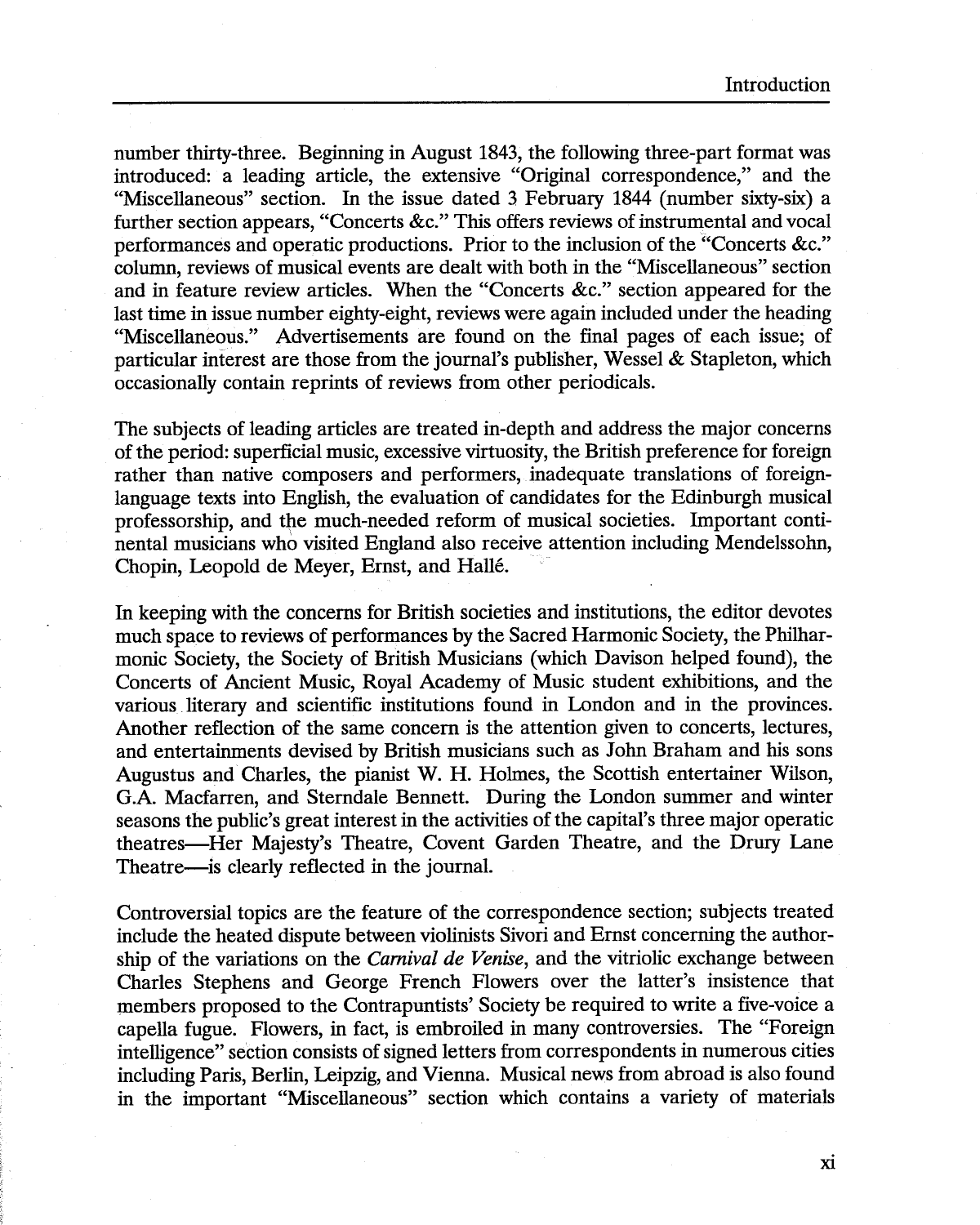number thirty-three. Beginning in August 1843, the following three-part format was introduced: a leading article, the extensive "Original correspondence," and the "Miscellaneous" section. In the issue dated 3 February 1844 (number sixty-six) a further section appears, "Concerts &c." This offers reviews of instrumental and vocal performances and operatic productions. Prior to the inclusion of the "Concerts &c." column, reviews of musical events are dealt with both in the "Miscellaneous" section and in feature review articles. When the "Concerts &c." section appeared for the last time in issue number eighty-eight, reviews were again included under the heading "Miscellaneous." Advertisements are found on the final pages of each issue; of particular interest are those from the journal's publisher, Wessel & Stapleton, which occasionally contain reprints of reviews from other periodicals.

The subjects of leading articles are treated in-depth and address the major concerns of the period: superficial music, excessive virtuosity, the British preference for foreign rather than native composers and performers, inadequate translations of foreign-language texts into English, the evaluation of candidates for the Edinburgh musical professorship, and the much-needed reform of musical societies. Important continental musicians who visited England also receive attention including Mendelssohn, Chopin, Leopold de Meyer, Ernst, and Hallé.

In keeping with the concerns for British societies and institutions, the editor devotes much space to reviews of performances by the Sacred Harmonic Society, the Philharmonic Society, the Society of British Musicians (which Davison helped found), the Concerts of Ancient Music, Royal Academy of Music student exhibitions, and the various literary and scientific institutions found in London and in the provinces. Another reflection of the same concern is the attention given to concerts, lectures, and entertainments devised by British musicians such as John Braham and his sons Augustus and Charles, the pianist W. H. Holmes, the Scottish entertainer Wilson, G.A. Macfarren, and Sterndale Bennett. During the London summer and winter seasons the public's great interest in the activities of the capital's three major operatic theatres—Her Majesty's Theatre, Covent Garden Theatre, and the Drury Lane Theatre—is clearly reflected in the journal.

Controversial topics are the feature of the correspondence section; subjects treated include the heated dispute between violinists Sivori and Ernst concerning the authorship of the variations on the *Carnival de Venise*, and the vitriolic exchange between Charles Stephens and George French Flowers over the latter's insistence that members proposed to the Contrapuntists' Society be required to write a five-voice a capella fugue. Flowers, in fact, is embroiled in many controversies. The "Foreign intelligence" section consists of signed letters from correspondents in numerous cities including Paris, Berlin, Leipzig, and Vienna. Musical news from abroad is also found in the important "Miscellaneous" section which contains a variety of materials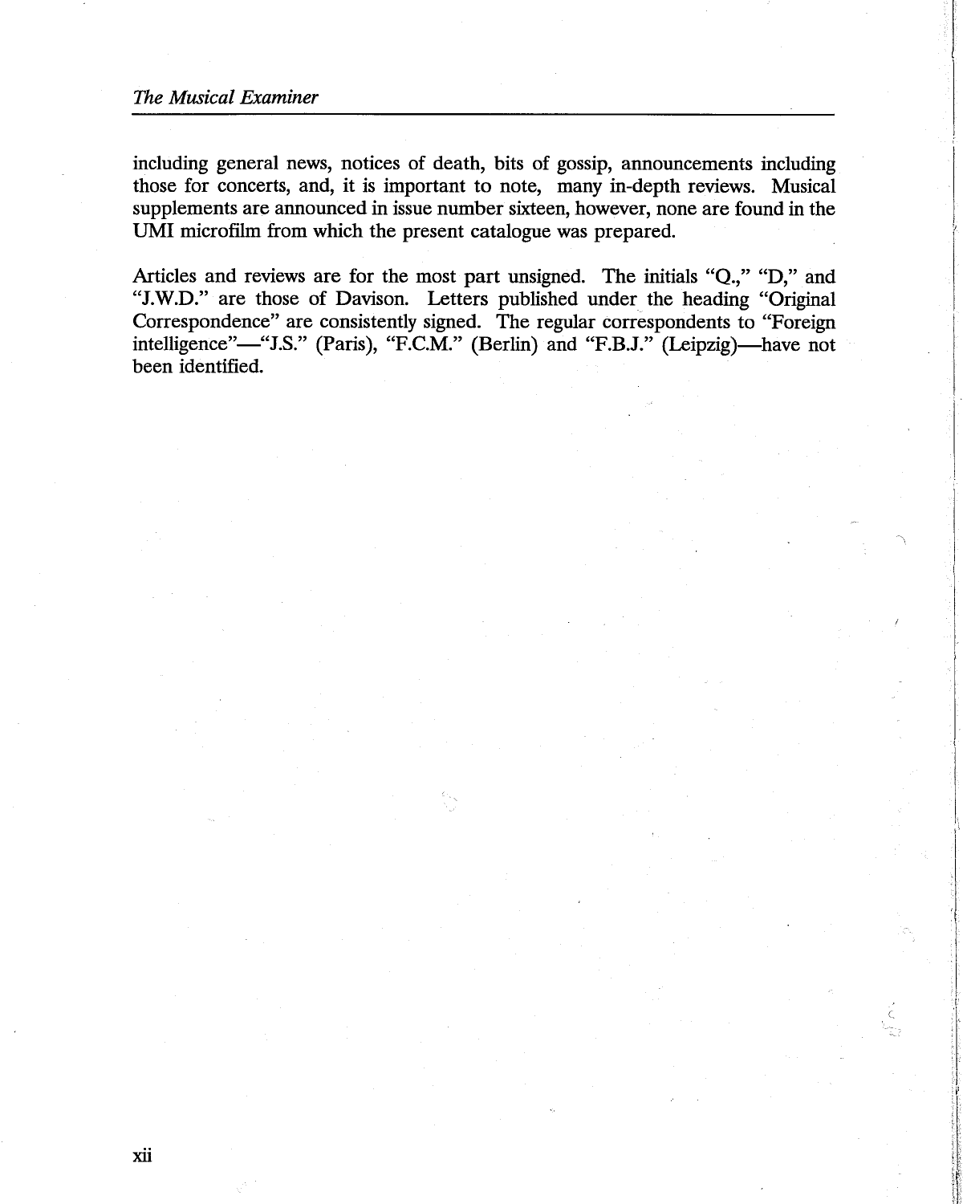including general news, notices of death, bits of gossip, announcements including those for concerts, and, it is important to note, many in-depth reviews. Musical supplements are announced in issue number sixteen, however, none are found in the UMI microfilm from which the present catalogue was prepared.

Articles and reviews are for the most part unsigned. The initials "Q.," "D," and "J.W.D." are those of Davison. Letters published under the heading "Original Correspondence" are consistently signed. The regular correspondents to "Foreign intelligence"—"J.S." (Paris), "F.C.M." (Berlin) and "F.B.J." (Leipzig)—have not been identified.